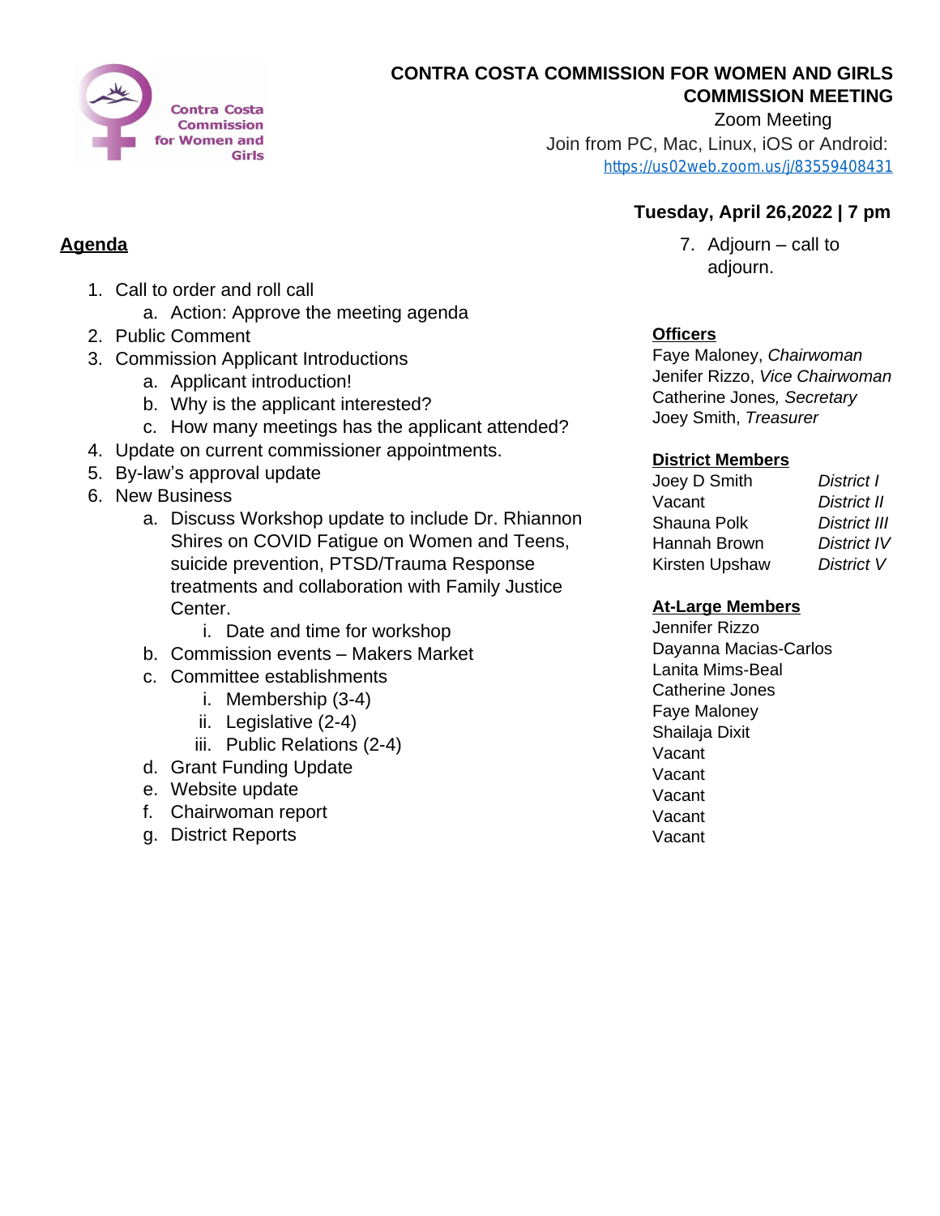Contra Costa Commission for Women and Girls

# CONTRA COSTA COMMISSION FOR WOMEN AND GIRLS
# COMMISSION MEETING

Zoom Meeting

Join from PC, Mac, Linux, iOS or Android:
https://us02web.zoom.us/j/83559408431

**Tuesday, April 26,2022 | 7 pm**

## Agenda

1. Call to order and roll call
    a. Action: Approve the meeting agenda
2. Public Comment
3. Commission Applicant Introductions
    a. Applicant introduction!
    b. Why is the applicant interested?
    c. How many meetings has the applicant attended?
4. Update on current commissioner appointments.
5. By-law's approval update
6. New Business
    a. Discuss Workshop update to include Dr. Rhiannon Shires on COVID Fatigue on Women and Teens, suicide prevention, PTSD/Trauma Response treatments and collaboration with Family Justice Center.
        i. Date and time for workshop
    b. Commission events – Makers Market
    c. Committee establishments
        i. Membership (3-4)
        ii. Legislative (2-4)
        iii. Public Relations (2-4)
    d. Grant Funding Update
    e. Website update
    f. Chairwoman report
    g. District Reports
7. Adjourn – call to adjourn.

**Officers**

Faye Maloney, *Chairwoman*
Jenifer Rizzo, *Vice Chairwoman*
Catherine Jones*, Secretary*
Joey Smith, *Treasurer*

**District Members**

| | |
|---|---|
| Joey D Smith | *District I* |
| Vacant | *District II* |
| Shauna Polk | *District III* |
| Hannah Brown | *District IV* |
| Kirsten Upshaw | *District V* |

**At-Large Members**

Jennifer Rizzo
Dayanna Macias-Carlos
Lanita Mims-Beal
Catherine Jones
Faye Maloney
Shailaja Dixit
Vacant
Vacant
Vacant
Vacant
Vacant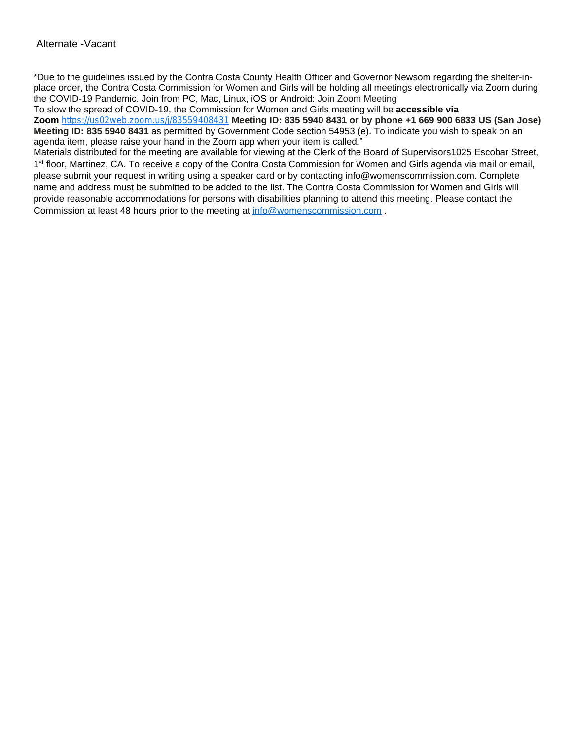Alternate -Vacant

*Due to the guidelines issued by the Contra Costa County Health Officer and Governor Newsom regarding the shelter-in-place order, the Contra Costa Commission for Women and Girls will be holding all meetings electronically via Zoom during the COVID-19 Pandemic. Join from PC, Mac, Linux, iOS or Android: Join Zoom Meeting

To slow the spread of COVID-19, the Commission for Women and Girls meeting will be **accessible via Zoom** https://us02web.zoom.us/j/83559408431 **Meeting ID: 835 5940 8431 or by phone +1 669 900 6833 US (San Jose) Meeting ID: 835 5940 8431** as permitted by Government Code section 54953 (e). To indicate you wish to speak on an agenda item, please raise your hand in the Zoom app when your item is called."

Materials distributed for the meeting are available for viewing at the Clerk of the Board of Supervisors1025 Escobar Street, 1st floor, Martinez, CA. To receive a copy of the Contra Costa Commission for Women and Girls agenda via mail or email, please submit your request in writing using a speaker card or by contacting info@womenscommission.com. Complete name and address must be submitted to be added to the list. The Contra Costa Commission for Women and Girls will provide reasonable accommodations for persons with disabilities planning to attend this meeting. Please contact the Commission at least 48 hours prior to the meeting at info@womenscommission.com .